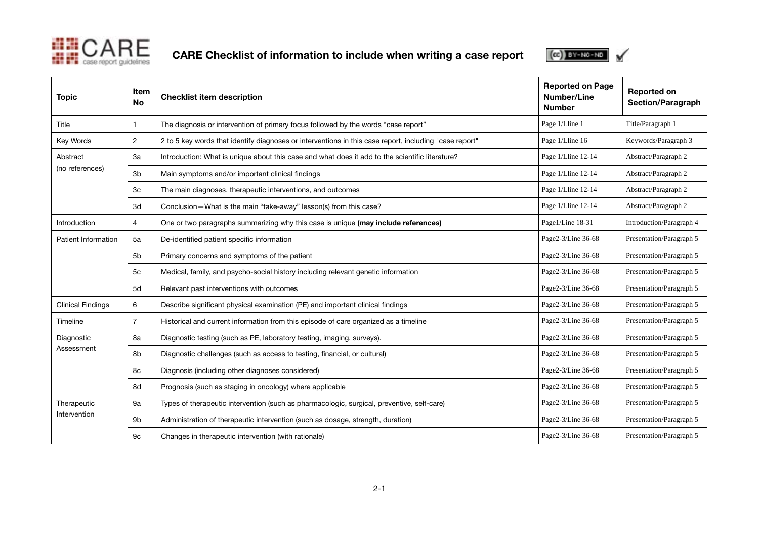# CARE Checklist of information to include when writing a case report

| Topic | Item No | Checklist item description | Reported on Page Number/Line Number | Reported on Section/Paragraph |
|---|---|---|---|---|
| Title | 1 | The diagnosis or intervention of primary focus followed by the words "case report" | Page 1/Lline 1 | Title/Paragraph 1 |
| Key Words | 2 | 2 to 5 key words that identify diagnoses or interventions in this case report, including "case report" | Page 1/Lline 16 | Keywords/Paragraph 3 |
| Abstract (no references) | 3a | Introduction: What is unique about this case and what does it add to the scientific literature? | Page 1/Lline 12-14 | Abstract/Paragraph 2 |
| | 3b | Main symptoms and/or important clinical findings | Page 1/Lline 12-14 | Abstract/Paragraph 2 |
| | 3c | The main diagnoses, therapeutic interventions, and outcomes | Page 1/Lline 12-14 | Abstract/Paragraph 2 |
| | 3d | Conclusion—What is the main "take-away" lesson(s) from this case? | Page 1/Lline 12-14 | Abstract/Paragraph 2 |
| Introduction | 4 | One or two paragraphs summarizing why this case is unique **(may include references)** | Page1/Line 18-31 | Introduction/Paragraph 4 |
| Patient Information | 5a | De-identified patient specific information | Page2-3/Line 36-68 | Presentation/Paragraph 5 |
| | 5b | Primary concerns and symptoms of the patient | Page2-3/Line 36-68 | Presentation/Paragraph 5 |
| | 5c | Medical, family, and psycho-social history including relevant genetic information | Page2-3/Line 36-68 | Presentation/Paragraph 5 |
| | 5d | Relevant past interventions with outcomes | Page2-3/Line 36-68 | Presentation/Paragraph 5 |
| Clinical Findings | 6 | Describe significant physical examination (PE) and important clinical findings | Page2-3/Line 36-68 | Presentation/Paragraph 5 |
| Timeline | 7 | Historical and current information from this episode of care organized as a timeline | Page2-3/Line 36-68 | Presentation/Paragraph 5 |
| Diagnostic Assessment | 8a | Diagnostic testing (such as PE, laboratory testing, imaging, surveys). | Page2-3/Line 36-68 | Presentation/Paragraph 5 |
| | 8b | Diagnostic challenges (such as access to testing, financial, or cultural) | Page2-3/Line 36-68 | Presentation/Paragraph 5 |
| | 8c | Diagnosis (including other diagnoses considered) | Page2-3/Line 36-68 | Presentation/Paragraph 5 |
| | 8d | Prognosis (such as staging in oncology) where applicable | Page2-3/Line 36-68 | Presentation/Paragraph 5 |
| Therapeutic Intervention | 9a | Types of therapeutic intervention (such as pharmacologic, surgical, preventive, self-care) | Page2-3/Line 36-68 | Presentation/Paragraph 5 |
| | 9b | Administration of therapeutic intervention (such as dosage, strength, duration) | Page2-3/Line 36-68 | Presentation/Paragraph 5 |
| | 9c | Changes in therapeutic intervention (with rationale) | Page2-3/Line 36-68 | Presentation/Paragraph 5 |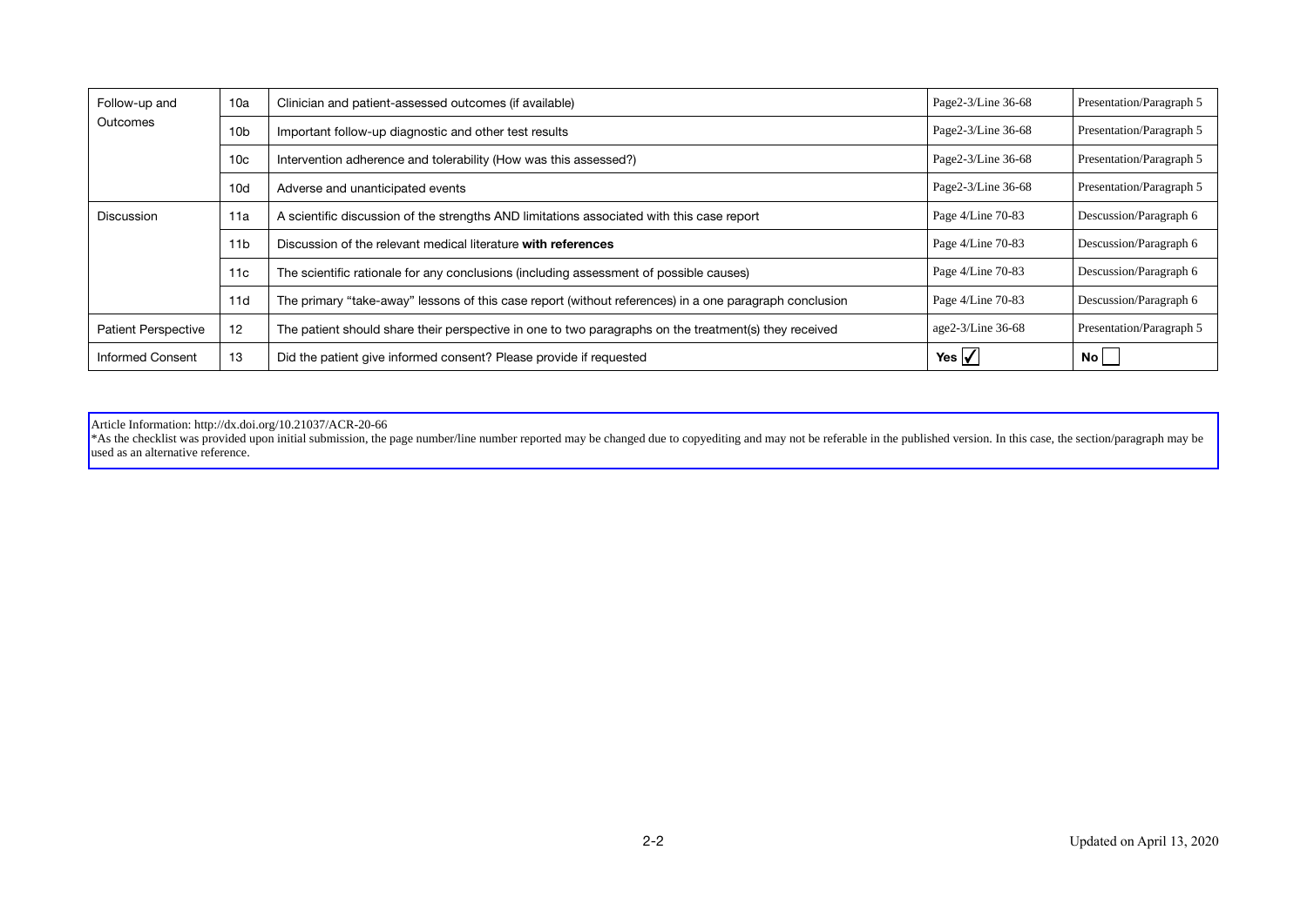| | | | | |
|---|---|---|---|---|
| Follow-up and Outcomes | 10a | Clinician and patient-assessed outcomes (if available) | Page2-3/Line 36-68 | Presentation/Paragraph 5 |
| | 10b | Important follow-up diagnostic and other test results | Page2-3/Line 36-68 | Presentation/Paragraph 5 |
| | 10c | Intervention adherence and tolerability (How was this assessed?) | Page2-3/Line 36-68 | Presentation/Paragraph 5 |
| | 10d | Adverse and unanticipated events | Page2-3/Line 36-68 | Presentation/Paragraph 5 |
| Discussion | 11a | A scientific discussion of the strengths AND limitations associated with this case report | Page 4/Line 70-83 | Descussion/Paragraph 6 |
| | 11b | Discussion of the relevant medical literature **with references** | Page 4/Line 70-83 | Descussion/Paragraph 6 |
| | 11c | The scientific rationale for any conclusions (including assessment of possible causes) | Page 4/Line 70-83 | Descussion/Paragraph 6 |
| | 11d | The primary "take-away" lessons of this case report (without references) in a one paragraph conclusion | Page 4/Line 70-83 | Descussion/Paragraph 6 |
| Patient Perspective | 12 | The patient should share their perspective in one to two paragraphs on the treatment(s) they received | age2-3/Line 36-68 | Presentation/Paragraph 5 |
| Informed Consent | 13 | Did the patient give informed consent? Please provide if requested | **Yes** ☑ | **No** ☐ |

Article Information: http://dx.doi.org/10.21037/ACR-20-66

*As the checklist was provided upon initial submission, the page number/line number reported may be changed due to copyediting and may not be referable in the published version. In this case, the section/paragraph may be used as an alternative reference.

Updated on April 13, 2020